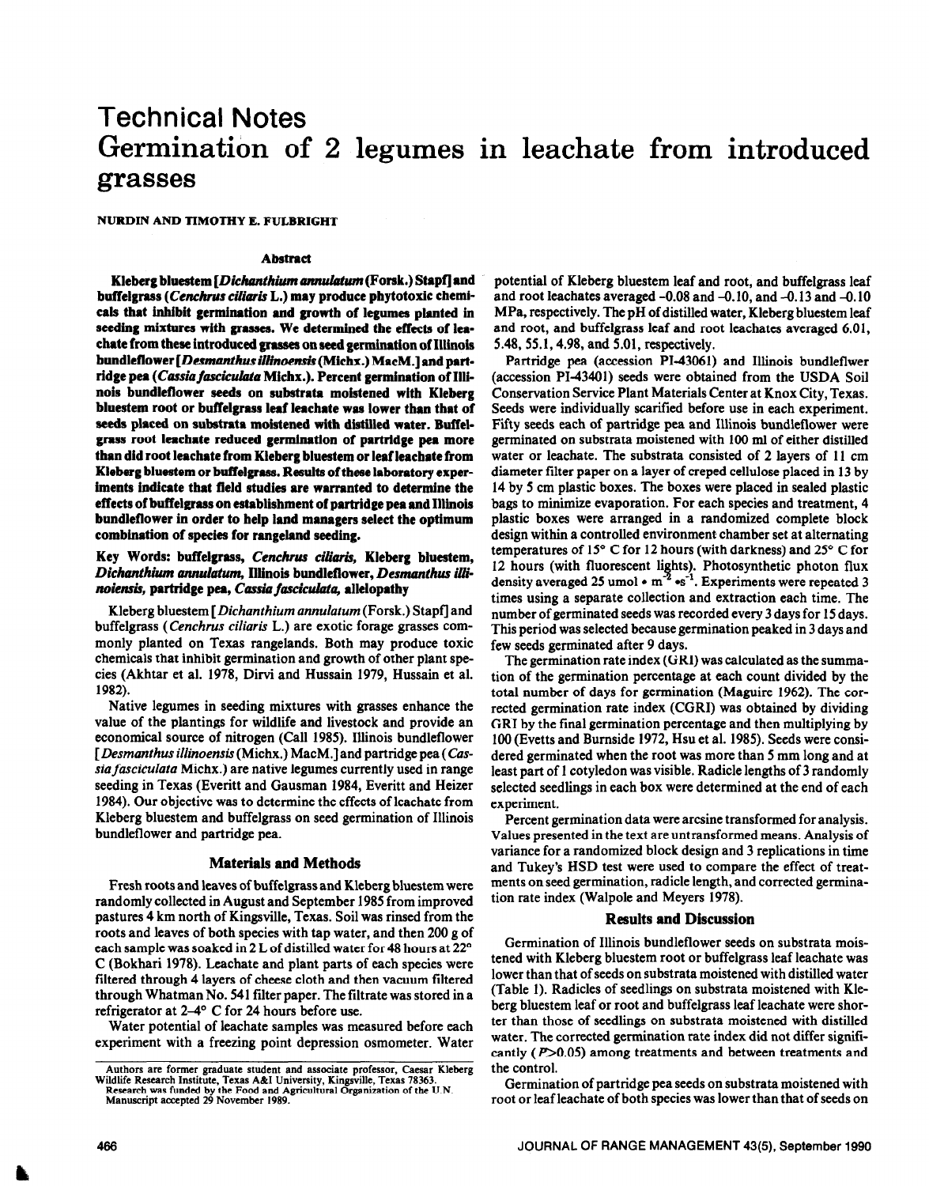# Technical Notes

# Germination of 2 legumes in leachate from introduced grasses

NURDIN AND TIMOTHY E. FULBRIGHT

## Abstract

**Kleberg bluestem [*Dichanthium annulatum* (Forsk.) Stapf] and buffelgrass (*Cenchrus ciliaris* L.) may produce phytotoxic chemicals that inhibit germination and growth of legumes planted in seeding mixtures with grasses. We determined the effects of leachate from these introduced grasses on seed germination of Illinois bundleflower [*Desmanthus illinoensis* (Michx.) MacM.] and partridge pea (*Cassia fasciculata* Michx.). Percent germination of Illinois bundleflower seeds on substrata moistened with Kleberg bluestem root or buffelgrass leaf leachate was lower than that of seeds placed on substrata moistened with distilled water. Buffelgrass root leachate reduced germination of partridge pea more than did root leachate from Kleberg bluestem or leaf leachate from Kleberg bluestem or buffelgrass. Results of these laboratory experiments indicate that field studies are warranted to determine the effects of buffelgrass on establishment of partridge pea and Illinois bundleflower in order to help land managers select the optimum combination of species for rangeland seeding.**

**Key Words: buffelgrass, *Cenchrus ciliaris*, Kleberg bluestem, *Dichanthium annulatum*, Illinois bundleflower, *Desmanthus illinoensis*, partridge pea, *Cassia fasciculata*, allelopathy**

Kleberg bluestem [*Dichanthium annulatum* (Forsk.) Stapf] and buffelgrass (*Cenchrus ciliaris* L.) are exotic forage grasses commonly planted on Texas rangelands. Both may produce toxic chemicals that inhibit germination and growth of other plant species (Akhtar et al. 1978, Dirvi and Hussain 1979, Hussain et al. 1982).

Native legumes in seeding mixtures with grasses enhance the value of the plantings for wildlife and livestock and provide an economical source of nitrogen (Call 1985). Illinois bundleflower [*Desmanthus illinoensis* (Michx.) MacM.] and partridge pea (*Cassia fasciculata* Michx.) are native legumes currently used in range seeding in Texas (Everitt and Gausman 1984, Everitt and Heizer 1984). Our objective was to determine the effects of leachate from Kleberg bluestem and buffelgrass on seed germination of Illinois bundleflower and partridge pea.

## Materials and Methods

Fresh roots and leaves of buffelgrass and Kleberg bluestem were randomly collected in August and September 1985 from improved pastures 4 km north of Kingsville, Texas. Soil was rinsed from the roots and leaves of both species with tap water, and then 200 g of each sample was soaked in 2 L of distilled water for 48 hours at 22° C (Bokhari 1978). Leachate and plant parts of each species were filtered through 4 layers of cheese cloth and then vacuum filtered through Whatman No. 541 filter paper. The filtrate was stored in a refrigerator at 2–4° C for 24 hours before use.

Water potential of leachate samples was measured before each experiment with a freezing point depression osmometer. Water potential of Kleberg bluestem leaf and root, and buffelgrass leaf and root leachates averaged -0.08 and -0.10, and -0.13 and -0.10 MPa, respectively. The pH of distilled water, Kleberg bluestem leaf and root, and buffelgrass leaf and root leachates averaged 6.01, 5.48, 55.1, 4.98, and 5.01, respectively.

Partridge pea (accession PI-43061) and Illinois bundleflwer (accession PI-43401) seeds were obtained from the USDA Soil Conservation Service Plant Materials Center at Knox City, Texas. Seeds were individually scarified before use in each experiment. Fifty seeds each of partridge pea and Illinois bundleflower were germinated on substrata moistened with 100 ml of either distilled water or leachate. The substrata consisted of 2 layers of 11 cm diameter filter paper on a layer of creped cellulose placed in 13 by 14 by 5 cm plastic boxes. The boxes were placed in sealed plastic bags to minimize evaporation. For each species and treatment, 4 plastic boxes were arranged in a randomized complete block design within a controlled environment chamber set at alternating temperatures of 15° C for 12 hours (with darkness) and 25° C for 12 hours (with fluorescent lights). Photosynthetic photon flux density averaged 25 umol • $m^{-2}$ •$s^{-1}$. Experiments were repeated 3 times using a separate collection and extraction each time. The number of germinated seeds was recorded every 3 days for 15 days. This period was selected because germination peaked in 3 days and few seeds germinated after 9 days.

The germination rate index (GRI) was calculated as the summation of the germination percentage at each count divided by the total number of days for germination (Maguire 1962). The corrected germination rate index (CGRI) was obtained by dividing GRI by the final germination percentage and then multiplying by 100 (Evetts and Burnside 1972, Hsu et al. 1985). Seeds were considered germinated when the root was more than 5 mm long and at least part of 1 cotyledon was visible. Radicle lengths of 3 randomly selected seedlings in each box were determined at the end of each experiment.

Percent germination data were arcsine transformed for analysis. Values presented in the text are untransformed means. Analysis of variance for a randomized block design and 3 replications in time and Tukey's HSD test were used to compare the effect of treatments on seed germination, radicle length, and corrected germination rate index (Walpole and Meyers 1978).

## Results and Discussion

Germination of Illinois bundleflower seeds on substrata moistened with Kleberg bluestem root or buffelgrass leaf leachate was lower than that of seeds on substrata moistened with distilled water (Table 1). Radicles of seedlings on substrata moistened with Kleberg bluestem leaf or root and buffelgrass leaf leachate were shorter than those of seedlings on substrata moistened with distilled water. The corrected germination rate index did not differ significantly ($P>0.05$) among treatments and between treatments and the control.

Germination of partridge pea seeds on substrata moistened with root or leaf leachate of both species was lower than that of seeds on

Authors are former graduate student and associate professor, Caesar Kleberg Wildlife Research Institute, Texas A&I University, Kingsville, Texas 78363.
Research was funded by the Food and Agricultural Organization of the U.N.
Manuscript accepted 29 November 1989.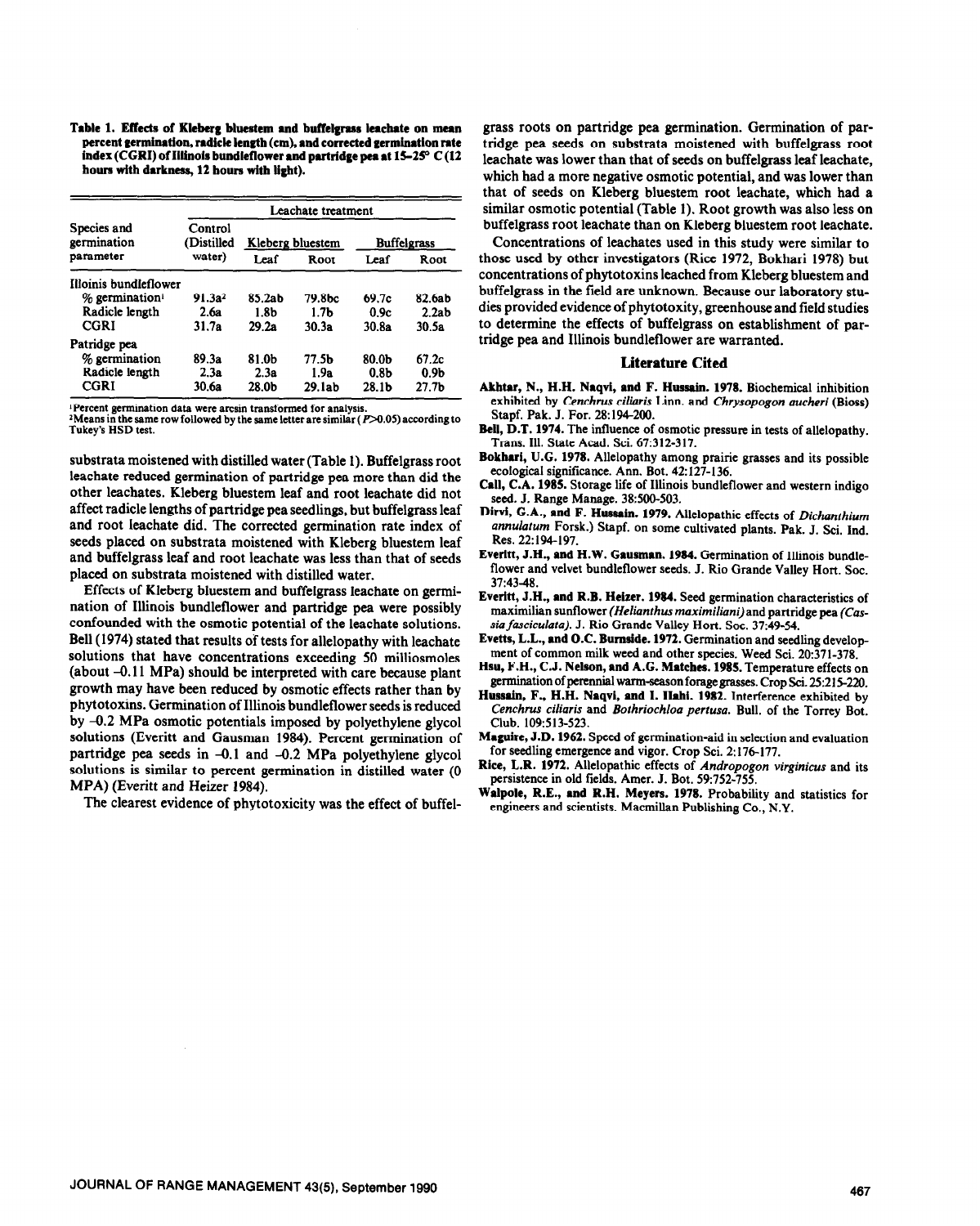**Table 1. Effects of Kleberg bluestem and buffelgrass leachate on mean percent germination, radicle length (cm), and corrected germination rate index (CGRI) of Illinois bundleflower and partridge pea at 15–25° C (12 hours with darkness, 12 hours with light).**

| Species and germination parameter | Leachate treatment | | | | |
|---|---|---|---|---|---|
| | Control (Distilled water) | Kleberg bluestem | | Buffelgrass | |
| | | Leaf | Root | Leaf | Root |
| Illoinis bundleflower | | | | | |
| % germination[1] | 91.3a[2] | 85.2ab | 79.8bc | 69.7c | 82.6ab |
| Radicle length | 2.6a | 1.8b | 1.7b | 0.9c | 2.2ab |
| CGRI | 31.7a | 29.2a | 30.3a | 30.8a | 30.5a |
| Patridge pea | | | | | |
| % germination | 89.3a | 81.0b | 77.5b | 80.0b | 67.2c |
| Radicle length | 2.3a | 2.3a | 1.9a | 0.8b | 0.9b |
| CGRI | 30.6a | 28.0b | 29.1ab | 28.1b | 27.7b |

[1]Percent germination data were arcsin transformed for analysis.
[2]Means in the same row followed by the same letter are similar ($P > 0.05$) according to Tukey's HSD test.

substrata moistened with distilled water (Table 1). Buffelgrass root leachate reduced germination of partridge pea more than did the other leachates. Kleberg bluestem leaf and root leachate did not affect radicle lengths of partridge pea seedlings, but buffelgrass leaf and root leachate did. The corrected germination rate index of seeds placed on substrata moistened with Kleberg bluestem leaf and buffelgrass leaf and root leachate was less than that of seeds placed on substrata moistened with distilled water.

Effects of Kleberg bluestem and buffelgrass leachate on germination of Illinois bundleflower and partridge pea were possibly confounded with the osmotic potential of the leachate solutions. Bell (1974) stated that results of tests for allelopathy with leachate solutions that have concentrations exceeding 50 milliosmoles (about -0.11 MPa) should be interpreted with care because plant growth may have been reduced by osmotic effects rather than by phytotoxins. Germination of Illinois bundleflower seeds is reduced by -0.2 MPa osmotic potentials imposed by polyethylene glycol solutions (Everitt and Gausman 1984). Percent germination of partridge pea seeds in -0.1 and -0.2 MPa polyethylene glycol solutions is similar to percent germination in distilled water (0 MPA) (Everitt and Heizer 1984).

The clearest evidence of phytotoxicity was the effect of buffelgrass roots on partridge pea germination. Germination of partridge pea seeds on substrata moistened with buffelgrass root leachate was lower than that of seeds on buffelgrass leaf leachate, which had a more negative osmotic potential, and was lower than that of seeds on Kleberg bluestem root leachate, which had a similar osmotic potential (Table 1). Root growth was also less on buffelgrass root leachate than on Kleberg bluestem root leachate.

Concentrations of leachates used in this study were similar to those used by other investigators (Rice 1972, Bokhari 1978) but concentrations of phytotoxins leached from Kleberg bluestem and buffelgrass in the field are unknown. Because our laboratory studies provided evidence of phytotoxity, greenhouse and field studies to determine the effects of buffelgrass on establishment of partridge pea and Illinois bundleflower are warranted.

## Literature Cited

**Akhtar, N., H.H. Naqvi, and F. Hussain. 1978.** Biochemical inhibition exhibited by *Cenchrus ciliaris* Linn. and *Chrysopogon aucheri* (Bioss) Stapf. Pak. J. For. 28:194-200.

**Bell, D.T. 1974.** The influence of osmotic pressure in tests of allelopathy. Trans. Ill. State Acad. Sci. 67:312-317.

**Bokhari, U.G. 1978.** Allelopathy among prairie grasses and its possible ecological significance. Ann. Bot. 42:127-136.

**Call, C.A. 1985.** Storage life of Illinois bundleflower and western indigo seed. J. Range Manage. 38:500-503.

**Dirvi, G.A., and F. Hussain. 1979.** Allelopathic effects of *Dichanthium annulatum* Forsk.) Stapf. on some cultivated plants. Pak. J. Sci. Ind. Res. 22:194-197.

**Everitt, J.H., and H.W. Gausman. 1984.** Germination of Illinois bundleflower and velvet bundleflower seeds. J. Rio Grande Valley Hort. Soc. 37:43-48.

**Everitt, J.H., and R.B. Heizer. 1984.** Seed germination characteristics of maximilian sunflower (*Helianthus maximiliani*) and partridge pea (*Cassia fasciculata*). J. Rio Grande Valley Hort. Soc. 37:49-54.

**Evetts, L.L., and O.C. Burnside. 1972.** Germination and seedling development of common milk weed and other species. Weed Sci. 20:371-378.

**Hsu, F.H., C.J. Nelson, and A.G. Matches. 1985.** Temperature effects on germination of perennial warm-season forage grasses. Crop Sci. 25:215-220.

**Hussain, F., H.H. Naqvi, and I. Ilahi. 1982.** Interference exhibited by *Cenchrus ciliaris* and *Bothriochloa pertusa*. Bull. of the Torrey Bot. Club. 109:513-523.

**Maguire, J.D. 1962.** Speed of germination-aid in selection and evaluation for seedling emergence and vigor. Crop Sci. 2:176-177.

**Rice, L.R. 1972.** Allelopathic effects of *Andropogon virginicus* and its persistence in old fields. Amer. J. Bot. 59:752-755.

**Walpole, R.E., and R.H. Meyers. 1978.** Probability and statistics for engineers and scientists. Macmillan Publishing Co., N.Y.